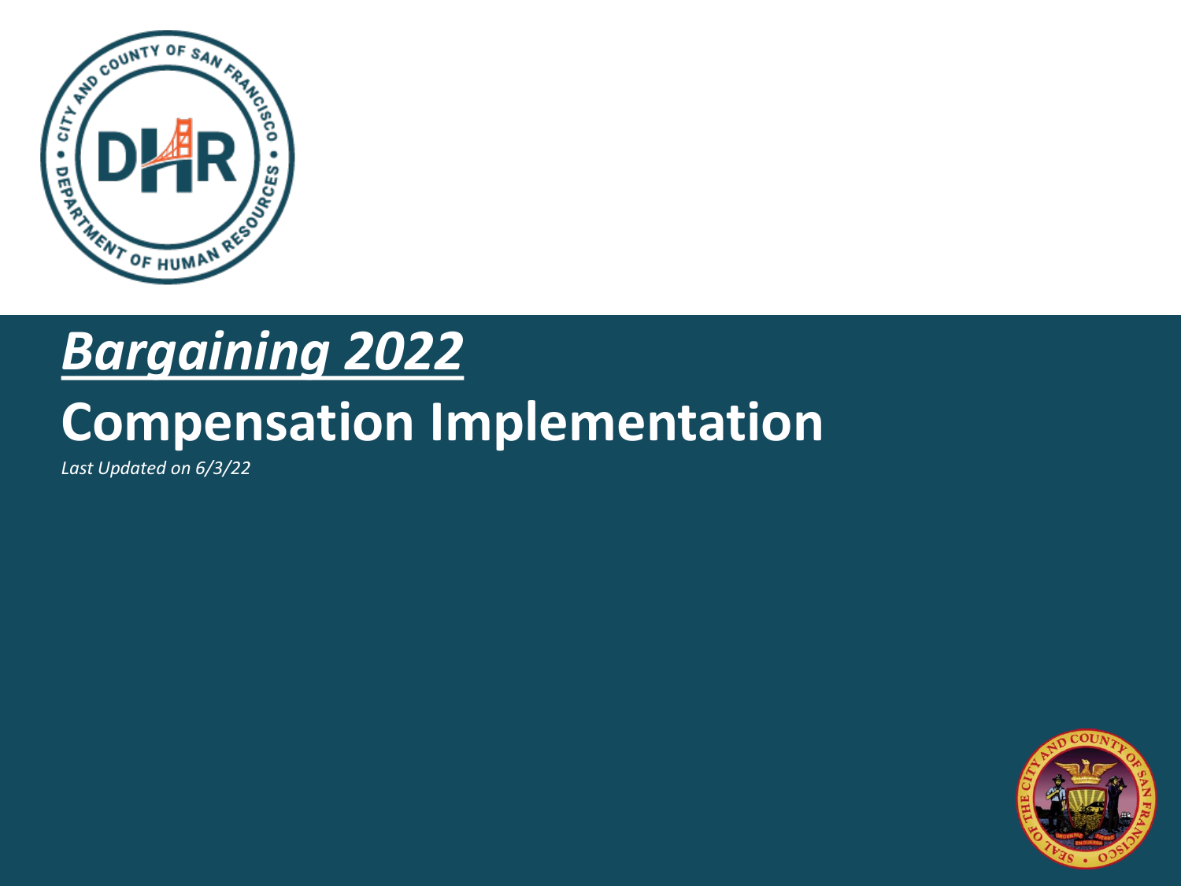# ***Bargaining 2022***

# Compensation Implementation

*Last Updated on 6/3/22*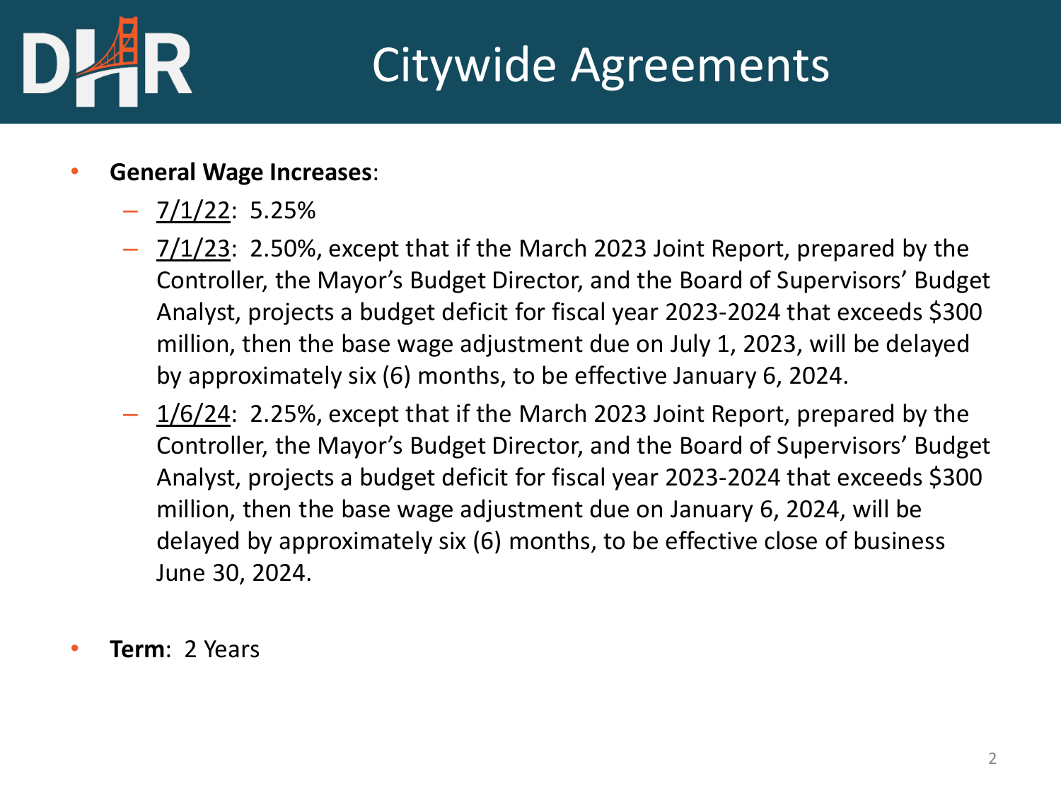# Citywide Agreements

- **General Wage Increases**:
  - 7/1/22: 5.25%
  - 7/1/23: 2.50%, except that if the March 2023 Joint Report, prepared by the Controller, the Mayor's Budget Director, and the Board of Supervisors' Budget Analyst, projects a budget deficit for fiscal year 2023-2024 that exceeds $300 million, then the base wage adjustment due on July 1, 2023, will be delayed by approximately six (6) months, to be effective January 6, 2024.
  - 1/6/24: 2.25%, except that if the March 2023 Joint Report, prepared by the Controller, the Mayor's Budget Director, and the Board of Supervisors' Budget Analyst, projects a budget deficit for fiscal year 2023-2024 that exceeds $300 million, then the base wage adjustment due on January 6, 2024, will be delayed by approximately six (6) months, to be effective close of business June 30, 2024.

- **Term**: 2 Years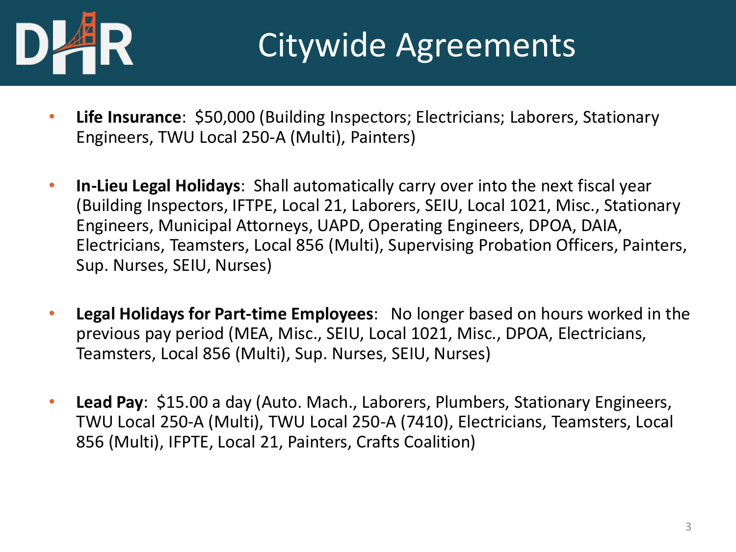# Citywide Agreements

- **Life Insurance**: $50,000 (Building Inspectors; Electricians; Laborers, Stationary Engineers, TWU Local 250-A (Multi), Painters)

- **In-Lieu Legal Holidays**: Shall automatically carry over into the next fiscal year (Building Inspectors, IFTPE, Local 21, Laborers, SEIU, Local 1021, Misc., Stationary Engineers, Municipal Attorneys, UAPD, Operating Engineers, DPOA, DAIA, Electricians, Teamsters, Local 856 (Multi), Supervising Probation Officers, Painters, Sup. Nurses, SEIU, Nurses)

- **Legal Holidays for Part-time Employees**: No longer based on hours worked in the previous pay period (MEA, Misc., SEIU, Local 1021, Misc., DPOA, Electricians, Teamsters, Local 856 (Multi), Sup. Nurses, SEIU, Nurses)

- **Lead Pay**: $15.00 a day (Auto. Mach., Laborers, Plumbers, Stationary Engineers, TWU Local 250-A (Multi), TWU Local 250-A (7410), Electricians, Teamsters, Local 856 (Multi), IFPTE, Local 21, Painters, Crafts Coalition)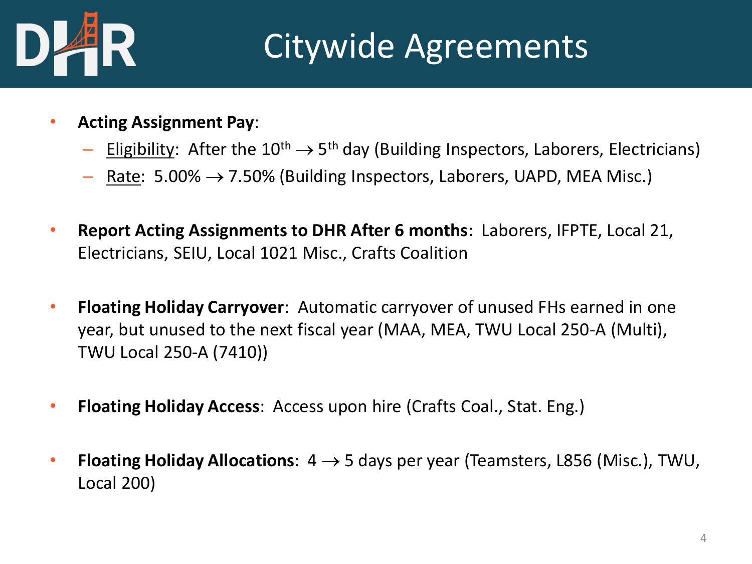# Citywide Agreements

- **Acting Assignment Pay**:
  - Eligibility: After the $10^{th} \rightarrow 5^{th}$ day (Building Inspectors, Laborers, Electricians)
  - Rate: 5.00% → 7.50% (Building Inspectors, Laborers, UAPD, MEA Misc.)

- **Report Acting Assignments to DHR After 6 months**: Laborers, IFPTE, Local 21, Electricians, SEIU, Local 1021 Misc., Crafts Coalition

- **Floating Holiday Carryover**: Automatic carryover of unused FHs earned in one year, but unused to the next fiscal year (MAA, MEA, TWU Local 250-A (Multi), TWU Local 250-A (7410))

- **Floating Holiday Access**: Access upon hire (Crafts Coal., Stat. Eng.)

- **Floating Holiday Allocations**: 4 → 5 days per year (Teamsters, L856 (Misc.), TWU, Local 200)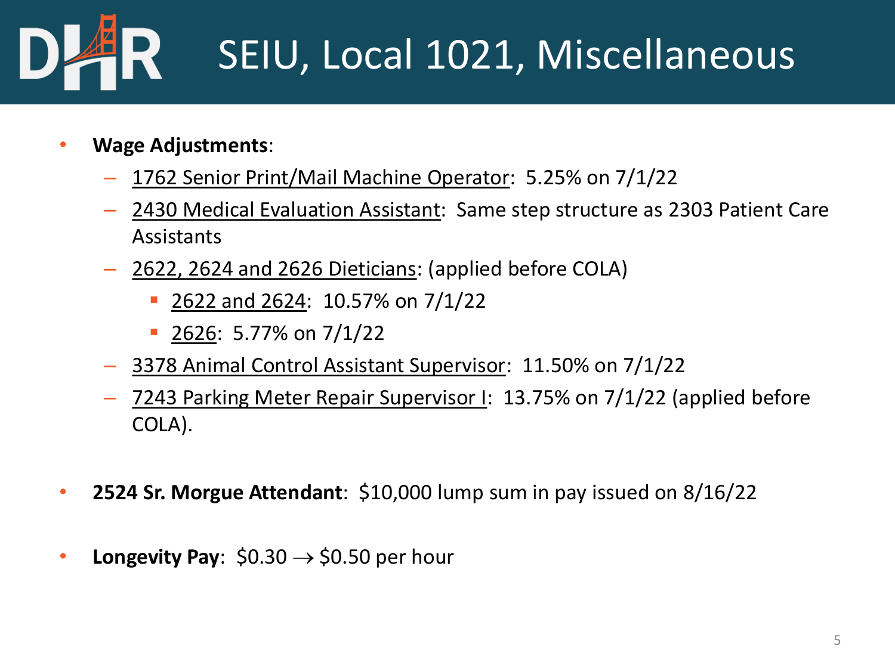# SEIU, Local 1021, Miscellaneous

- **Wage Adjustments**:
  - 1762 Senior Print/Mail Machine Operator: 5.25% on 7/1/22
  - 2430 Medical Evaluation Assistant: Same step structure as 2303 Patient Care Assistants
  - 2622, 2624 and 2626 Dieticians: (applied before COLA)
    - 2622 and 2624: 10.57% on 7/1/22
    - 2626: 5.77% on 7/1/22
  - 3378 Animal Control Assistant Supervisor: 11.50% on 7/1/22
  - 7243 Parking Meter Repair Supervisor I: 13.75% on 7/1/22 (applied before COLA).

- **2524 Sr. Morgue Attendant**: $10,000 lump sum in pay issued on 8/16/22

- **Longevity Pay**: $0.30 → $0.50 per hour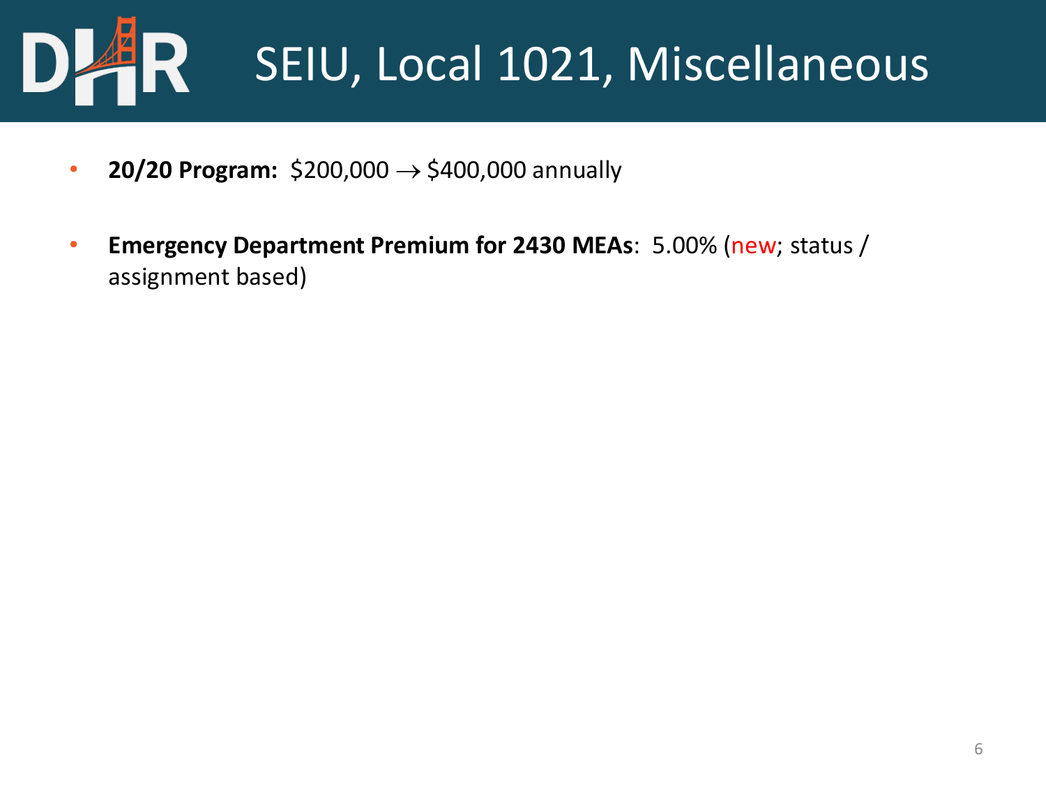# SEIU, Local 1021, Miscellaneous

- **20/20 Program:** $200,000 → $400,000 annually
- **Emergency Department Premium for 2430 MEAs**: 5.00% (new; status / assignment based)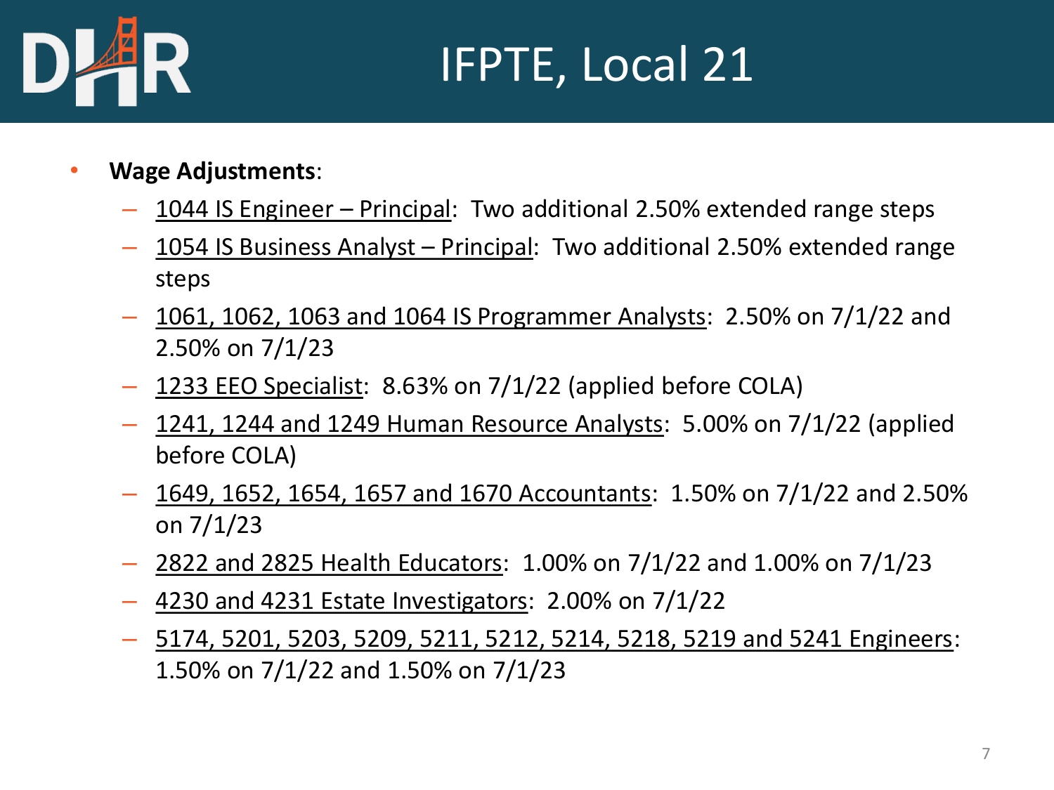# IFPTE, Local 21

- **Wage Adjustments**:
  - 1044 IS Engineer – Principal: Two additional 2.50% extended range steps
  - 1054 IS Business Analyst – Principal: Two additional 2.50% extended range steps
  - 1061, 1062, 1063 and 1064 IS Programmer Analysts: 2.50% on 7/1/22 and 2.50% on 7/1/23
  - 1233 EEO Specialist: 8.63% on 7/1/22 (applied before COLA)
  - 1241, 1244 and 1249 Human Resource Analysts: 5.00% on 7/1/22 (applied before COLA)
  - 1649, 1652, 1654, 1657 and 1670 Accountants: 1.50% on 7/1/22 and 2.50% on 7/1/23
  - 2822 and 2825 Health Educators: 1.00% on 7/1/22 and 1.00% on 7/1/23
  - 4230 and 4231 Estate Investigators: 2.00% on 7/1/22
  - 5174, 5201, 5203, 5209, 5211, 5212, 5214, 5218, 5219 and 5241 Engineers: 1.50% on 7/1/22 and 1.50% on 7/1/23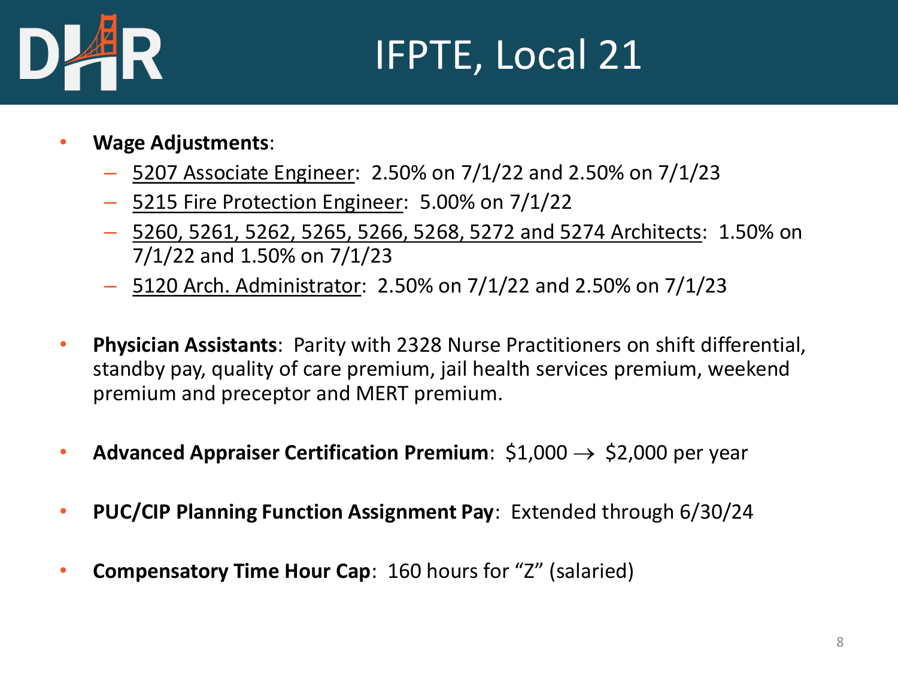# IFPTE, Local 21

- **Wage Adjustments**:
  - 5207 Associate Engineer: 2.50% on 7/1/22 and 2.50% on 7/1/23
  - 5215 Fire Protection Engineer: 5.00% on 7/1/22
  - 5260, 5261, 5262, 5265, 5266, 5268, 5272 and 5274 Architects: 1.50% on 7/1/22 and 1.50% on 7/1/23
  - 5120 Arch. Administrator: 2.50% on 7/1/22 and 2.50% on 7/1/23

- **Physician Assistants**: Parity with 2328 Nurse Practitioners on shift differential, standby pay, quality of care premium, jail health services premium, weekend premium and preceptor and MERT premium.

- **Advanced Appraiser Certification Premium**: $1,000 → $2,000 per year

- **PUC/CIP Planning Function Assignment Pay**: Extended through 6/30/24

- **Compensatory Time Hour Cap**: 160 hours for "Z" (salaried)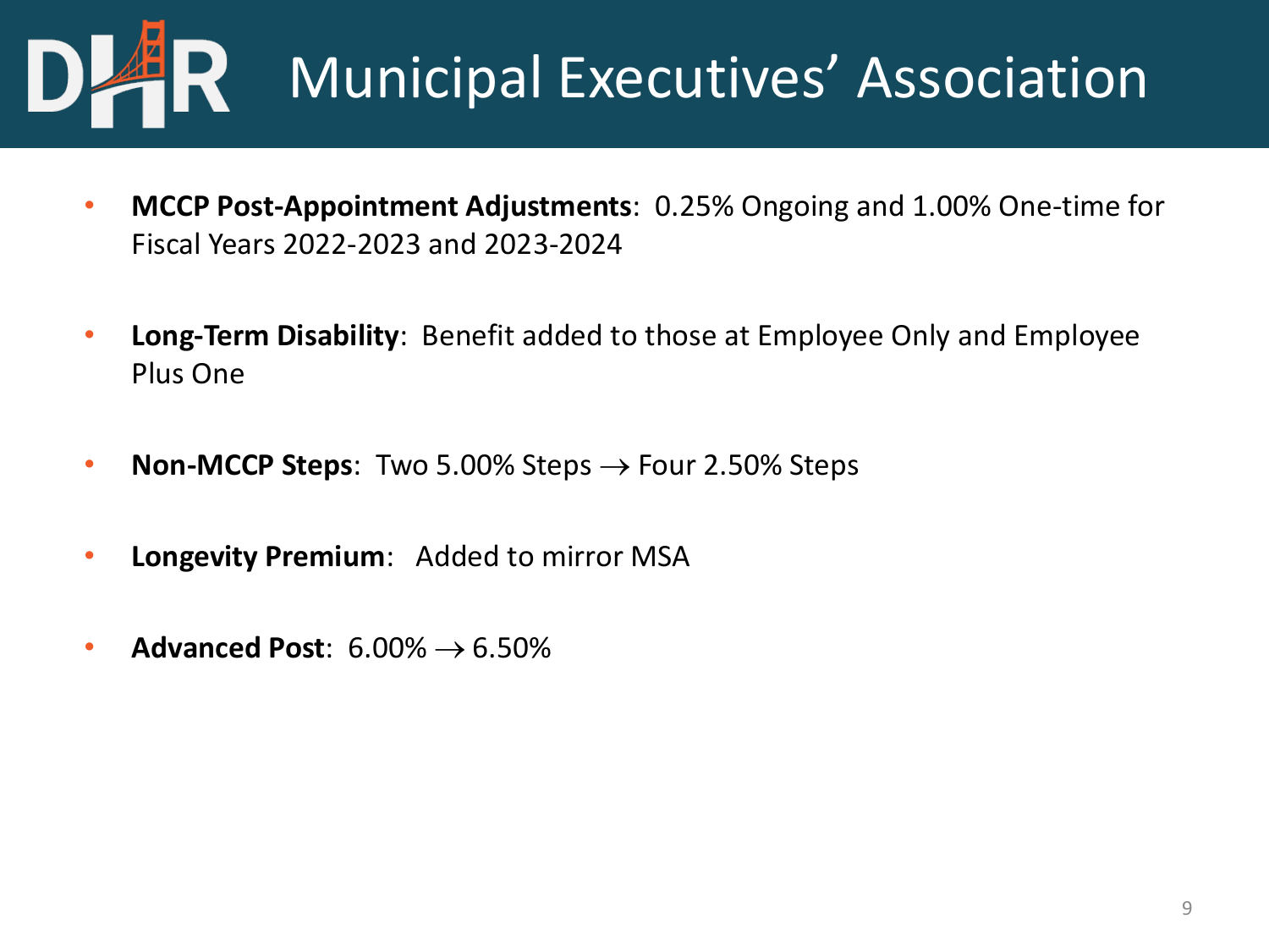# Municipal Executives' Association

- **MCCP Post-Appointment Adjustments**: 0.25% Ongoing and 1.00% One-time for Fiscal Years 2022-2023 and 2023-2024
- **Long-Term Disability**: Benefit added to those at Employee Only and Employee Plus One
- **Non-MCCP Steps**: Two 5.00% Steps $\rightarrow$ Four 2.50% Steps
- **Longevity Premium**: Added to mirror MSA
- **Advanced Post**: 6.00% $\rightarrow$ 6.50%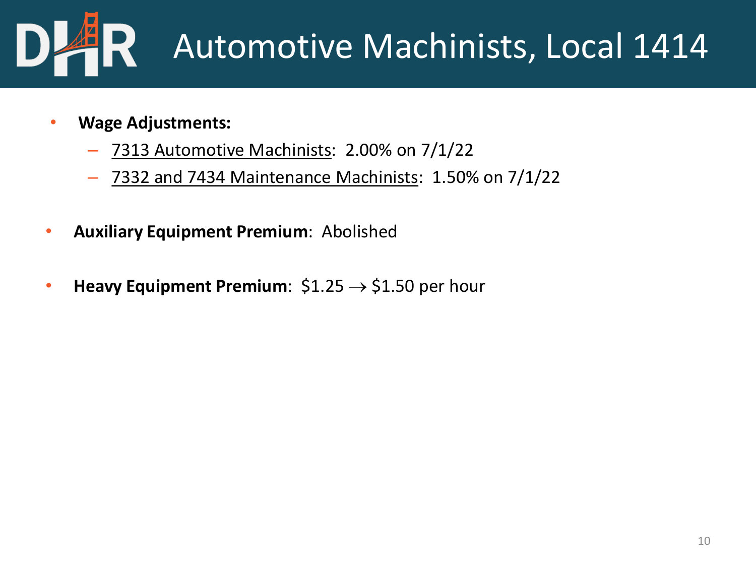# Automotive Machinists, Local 1414

- **Wage Adjustments:**
  - 7313 Automotive Machinists: 2.00% on 7/1/22
  - 7332 and 7434 Maintenance Machinists: 1.50% on 7/1/22

- **Auxiliary Equipment Premium**: Abolished

- **Heavy Equipment Premium**: $1.25 → $1.50 per hour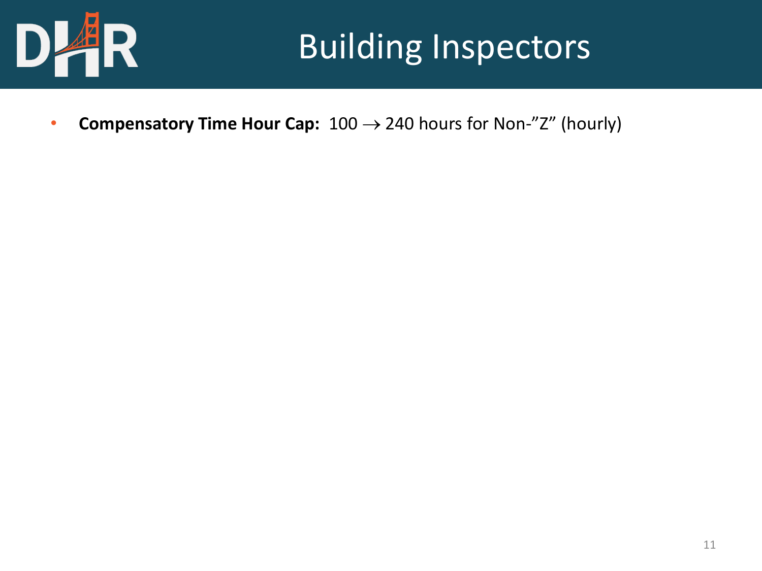# Building Inspectors

- **Compensatory Time Hour Cap:** 100 $\rightarrow$ 240 hours for Non-”Z” (hourly)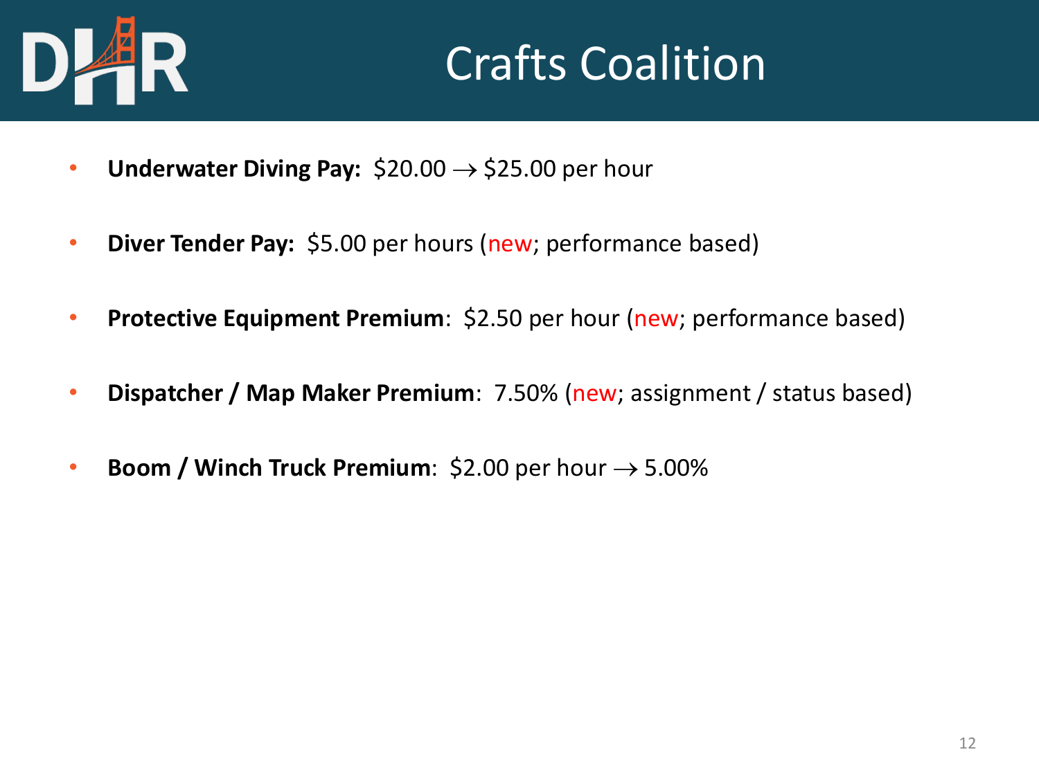# Crafts Coalition

- **Underwater Diving Pay:** \$20.00 → \$25.00 per hour
- **Diver Tender Pay:** \$5.00 per hours (new; performance based)
- **Protective Equipment Premium**: \$2.50 per hour (new; performance based)
- **Dispatcher / Map Maker Premium**: 7.50% (new; assignment / status based)
- **Boom / Winch Truck Premium**: \$2.00 per hour → 5.00%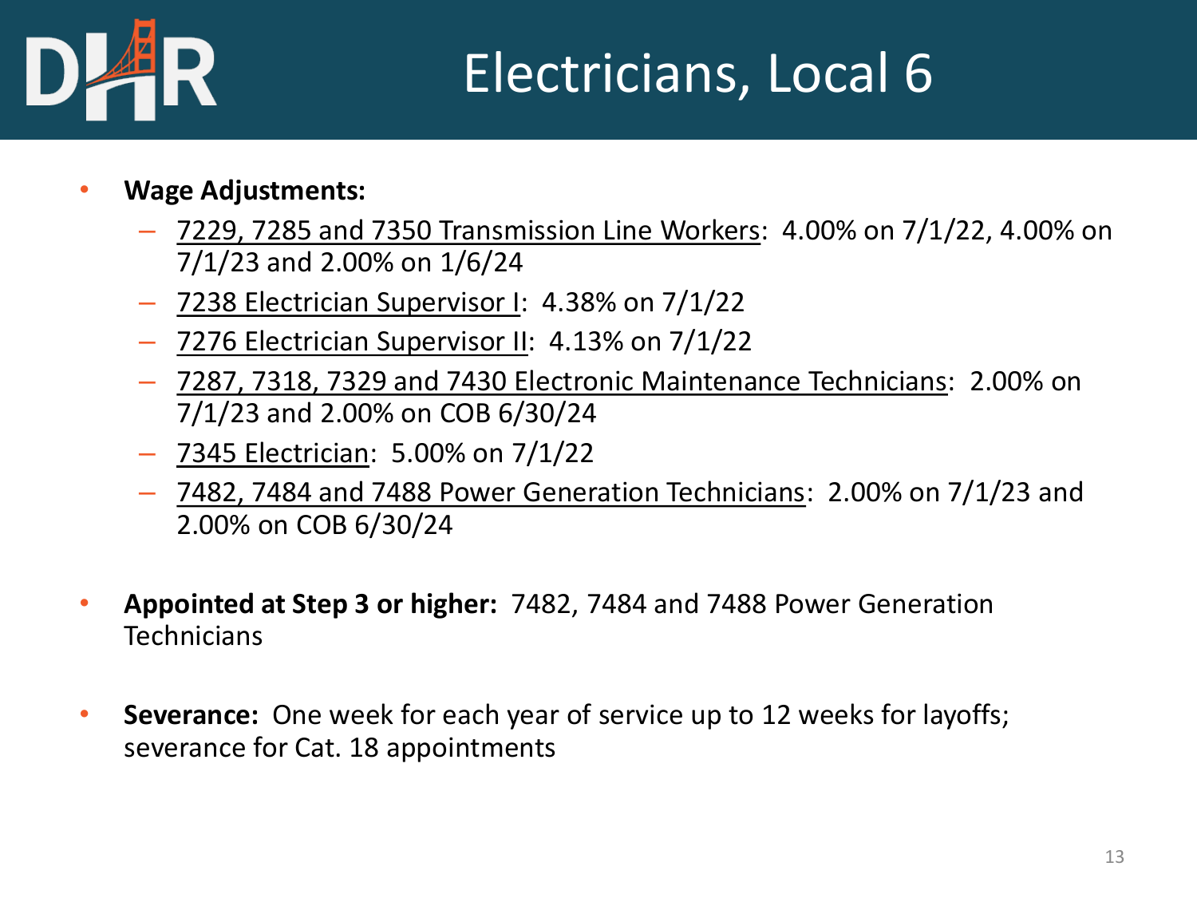# Electricians, Local 6

- **Wage Adjustments:**
  - 7229, 7285 and 7350 Transmission Line Workers: 4.00% on 7/1/22, 4.00% on 7/1/23 and 2.00% on 1/6/24
  - 7238 Electrician Supervisor I: 4.38% on 7/1/22
  - 7276 Electrician Supervisor II: 4.13% on 7/1/22
  - 7287, 7318, 7329 and 7430 Electronic Maintenance Technicians: 2.00% on 7/1/23 and 2.00% on COB 6/30/24
  - 7345 Electrician: 5.00% on 7/1/22
  - 7482, 7484 and 7488 Power Generation Technicians: 2.00% on 7/1/23 and 2.00% on COB 6/30/24

- **Appointed at Step 3 or higher:** 7482, 7484 and 7488 Power Generation Technicians

- **Severance:** One week for each year of service up to 12 weeks for layoffs; severance for Cat. 18 appointments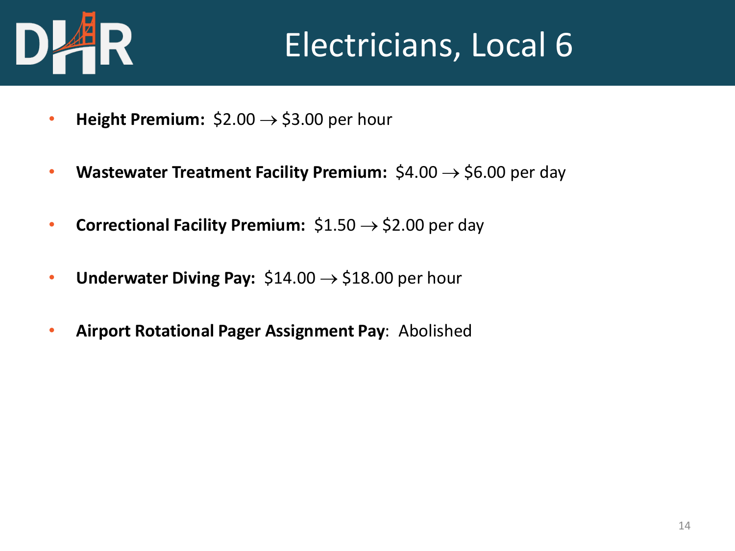# Electricians, Local 6

- **Height Premium:** \$2.00 → \$3.00 per hour
- **Wastewater Treatment Facility Premium:** \$4.00 → \$6.00 per day
- **Correctional Facility Premium:** \$1.50 → \$2.00 per day
- **Underwater Diving Pay:** \$14.00 → \$18.00 per hour
- **Airport Rotational Pager Assignment Pay**: Abolished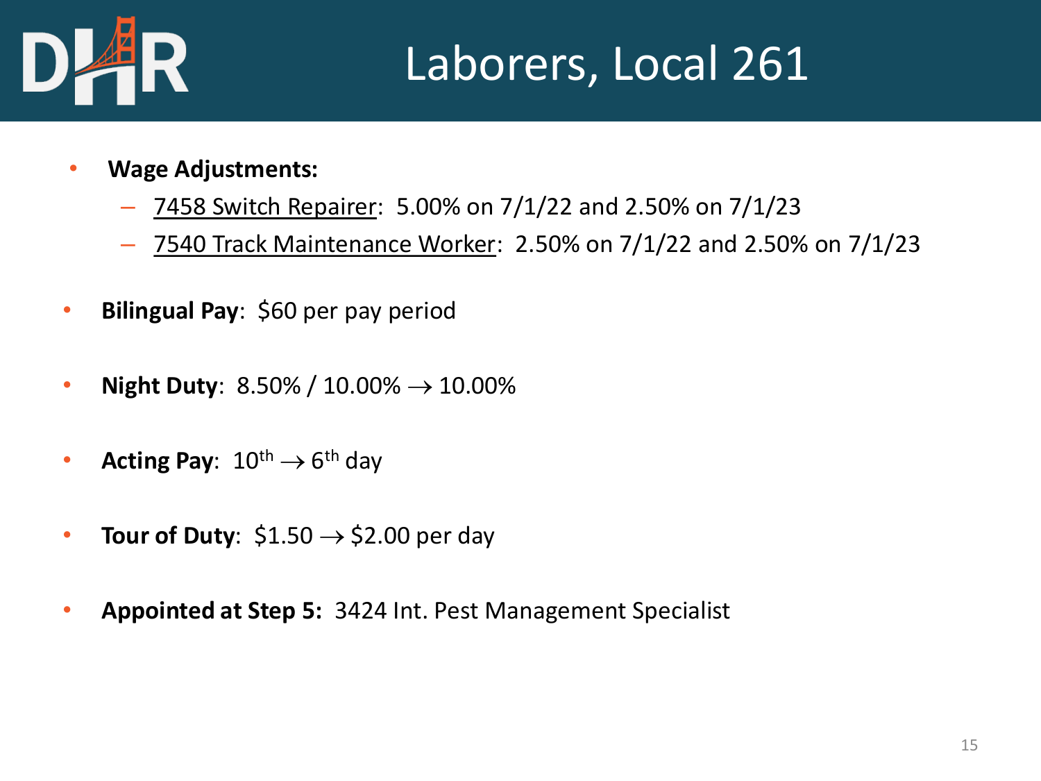# Laborers, Local 261

- **Wage Adjustments:**
  - 7458 Switch Repairer: 5.00% on 7/1/22 and 2.50% on 7/1/23
  - 7540 Track Maintenance Worker: 2.50% on 7/1/22 and 2.50% on 7/1/23
- **Bilingual Pay**: $60 per pay period
- **Night Duty**: 8.50% / 10.00% → 10.00%
- **Acting Pay**: 10th → 6th day
- **Tour of Duty**: $1.50 → $2.00 per day
- **Appointed at Step 5:** 3424 Int. Pest Management Specialist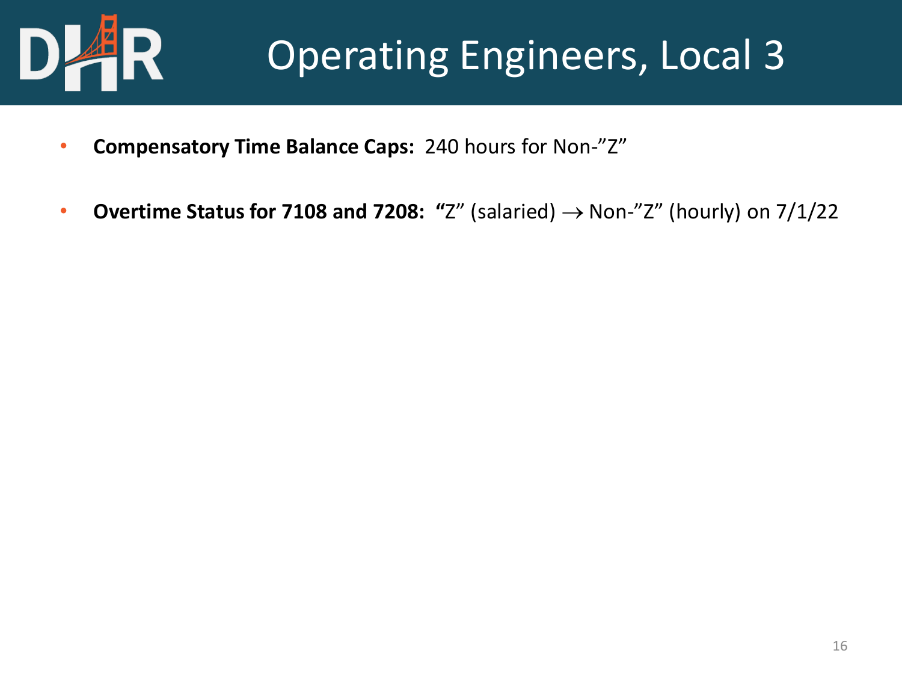# Operating Engineers, Local 3

- **Compensatory Time Balance Caps:** 240 hours for Non-"Z"
- **Overtime Status for 7108 and 7208: "**Z" (salaried) → Non-"Z" (hourly) on 7/1/22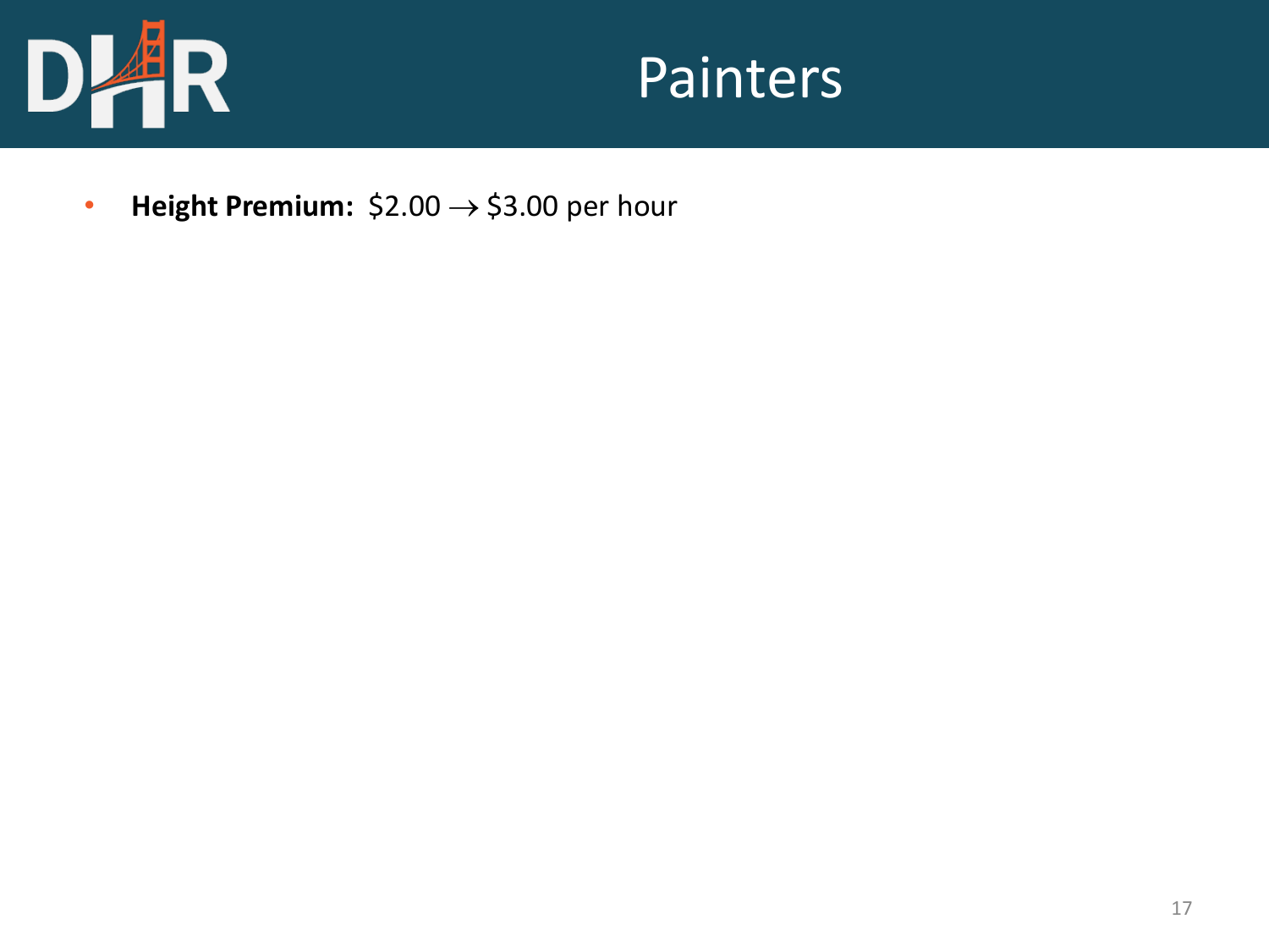# Painters

- **Height Premium:** $2.00 → $3.00 per hour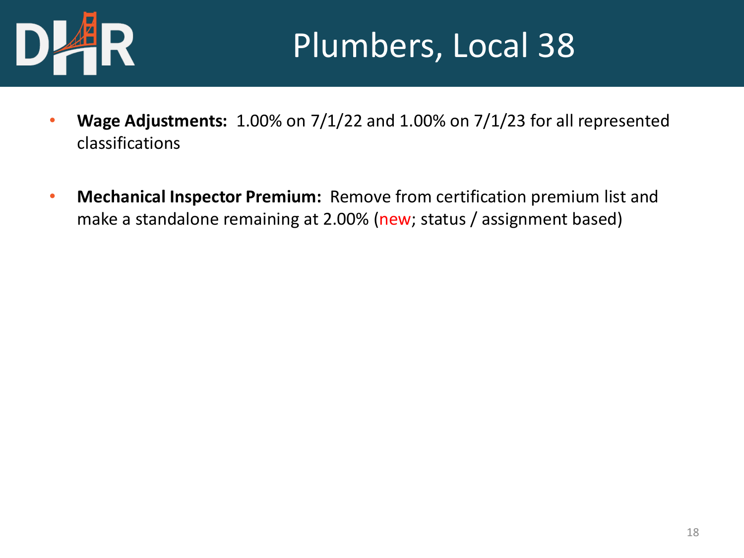# Plumbers, Local 38

- **Wage Adjustments:** 1.00% on 7/1/22 and 1.00% on 7/1/23 for all represented classifications

- **Mechanical Inspector Premium:** Remove from certification premium list and make a standalone remaining at 2.00% (new; status / assignment based)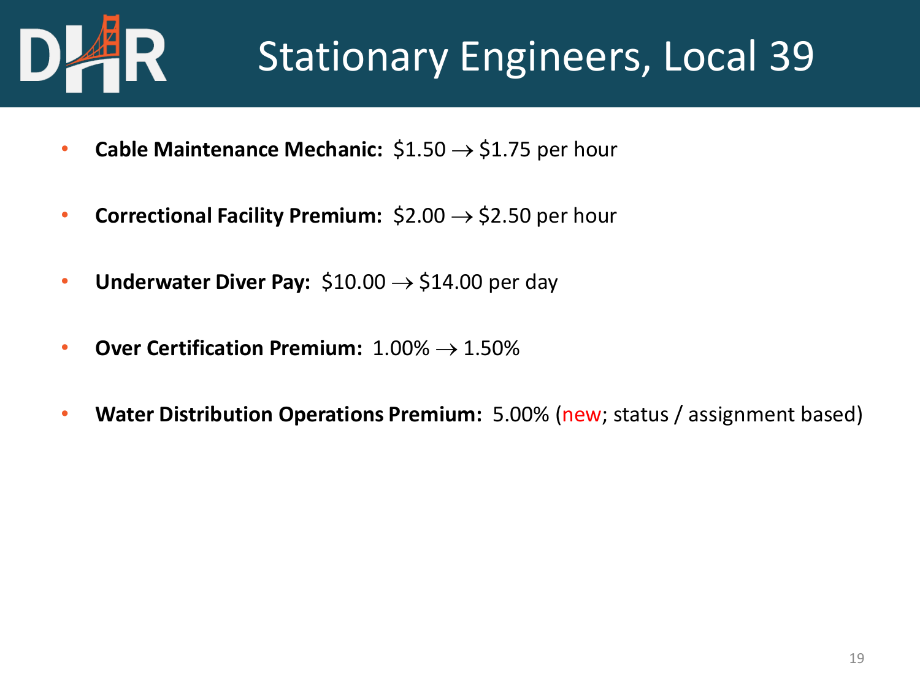# Stationary Engineers, Local 39

- **Cable Maintenance Mechanic:** \$1.50 → \$1.75 per hour
- **Correctional Facility Premium:** \$2.00 → \$2.50 per hour
- **Underwater Diver Pay:** \$10.00 → \$14.00 per day
- **Over Certification Premium:** 1.00% → 1.50%
- **Water Distribution Operations Premium:** 5.00% (new; status / assignment based)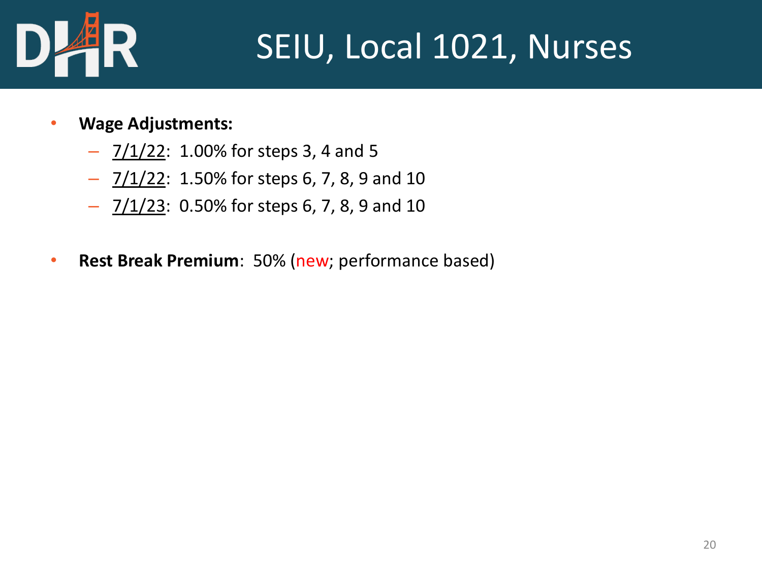# SEIU, Local 1021, Nurses

- **Wage Adjustments:**
  - 7/1/22: 1.00% for steps 3, 4 and 5
  - 7/1/22: 1.50% for steps 6, 7, 8, 9 and 10
  - 7/1/23: 0.50% for steps 6, 7, 8, 9 and 10

- **Rest Break Premium**: 50% (new; performance based)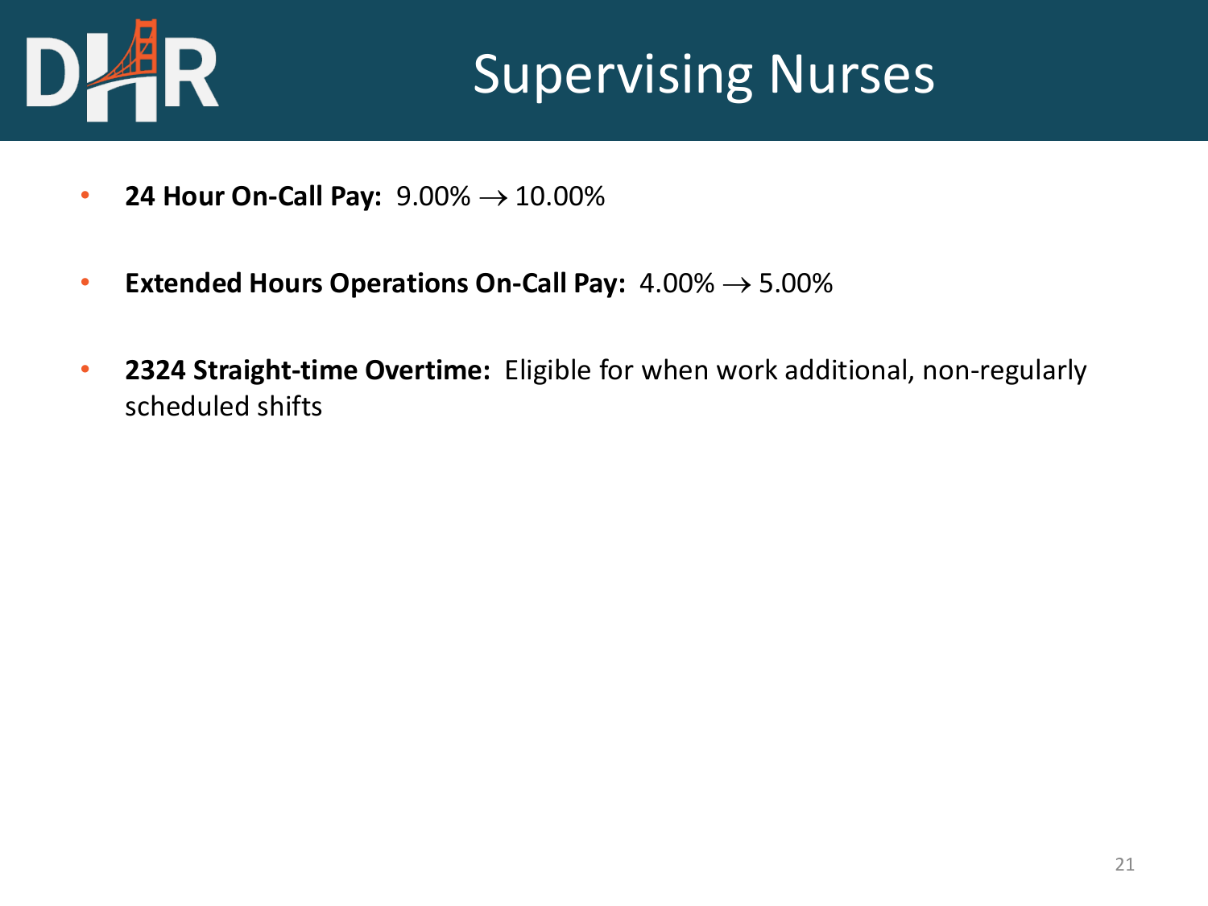# Supervising Nurses

- **24 Hour On-Call Pay:** 9.00% → 10.00%
- **Extended Hours Operations On-Call Pay:** 4.00% → 5.00%
- **2324 Straight-time Overtime:** Eligible for when work additional, non-regularly scheduled shifts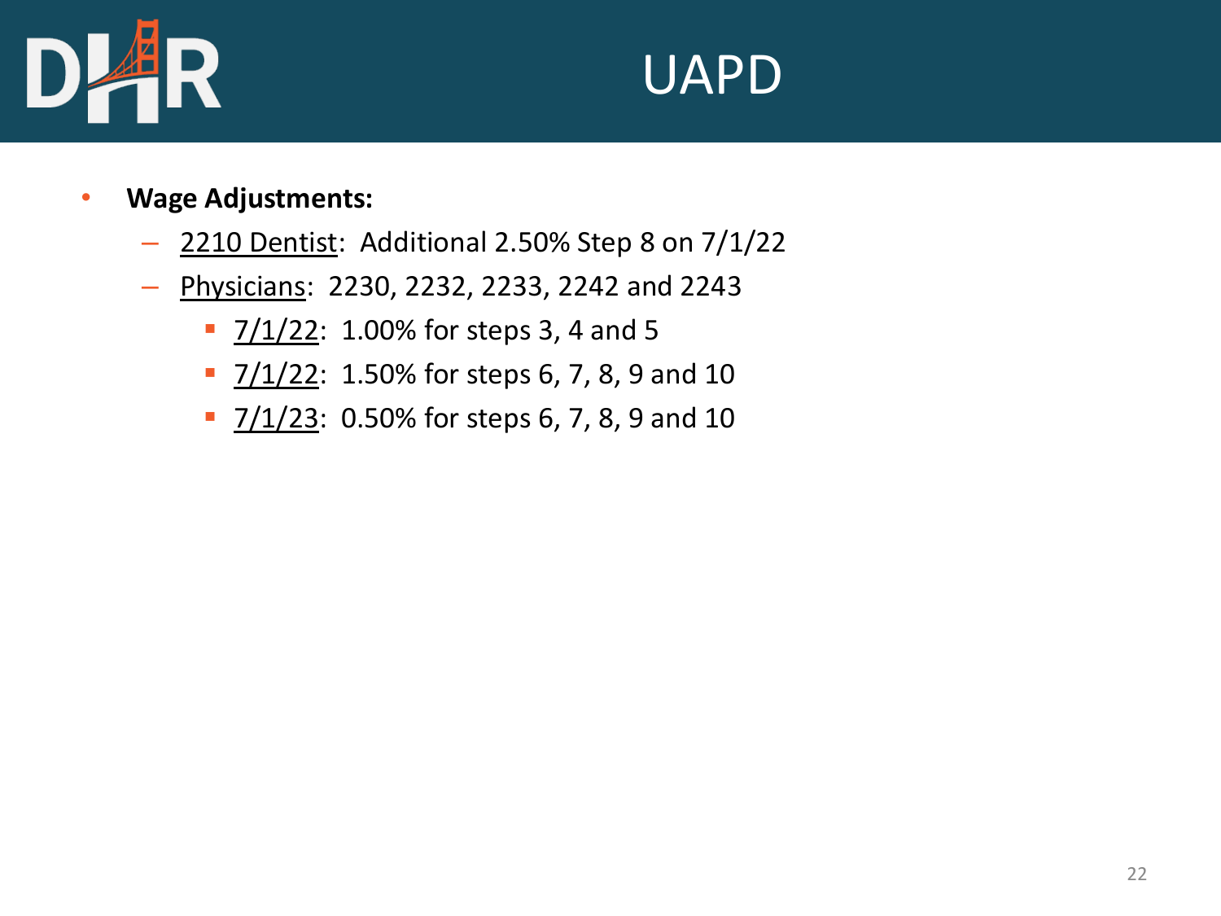# UAPD

- **Wage Adjustments:**
  - <u>2210 Dentist</u>: Additional 2.50% Step 8 on 7/1/22
  - <u>Physicians</u>: 2230, 2232, 2233, 2242 and 2243
    - <u>7/1/22</u>: 1.00% for steps 3, 4 and 5
    - <u>7/1/22</u>: 1.50% for steps 6, 7, 8, 9 and 10
    - <u>7/1/23</u>: 0.50% for steps 6, 7, 8, 9 and 10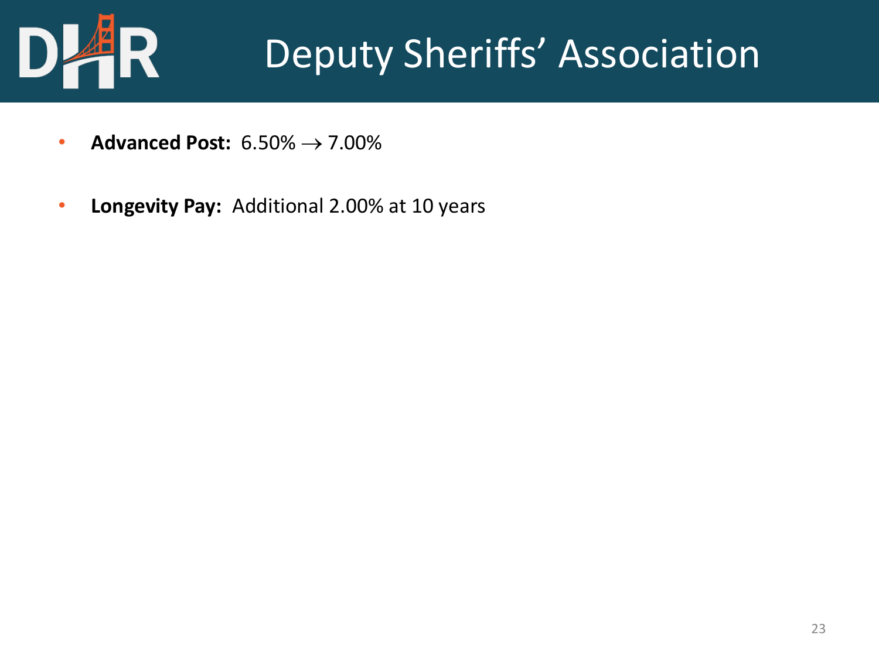# Deputy Sheriffs' Association

- **Advanced Post:** 6.50% $\rightarrow$ 7.00%
- **Longevity Pay:** Additional 2.00% at 10 years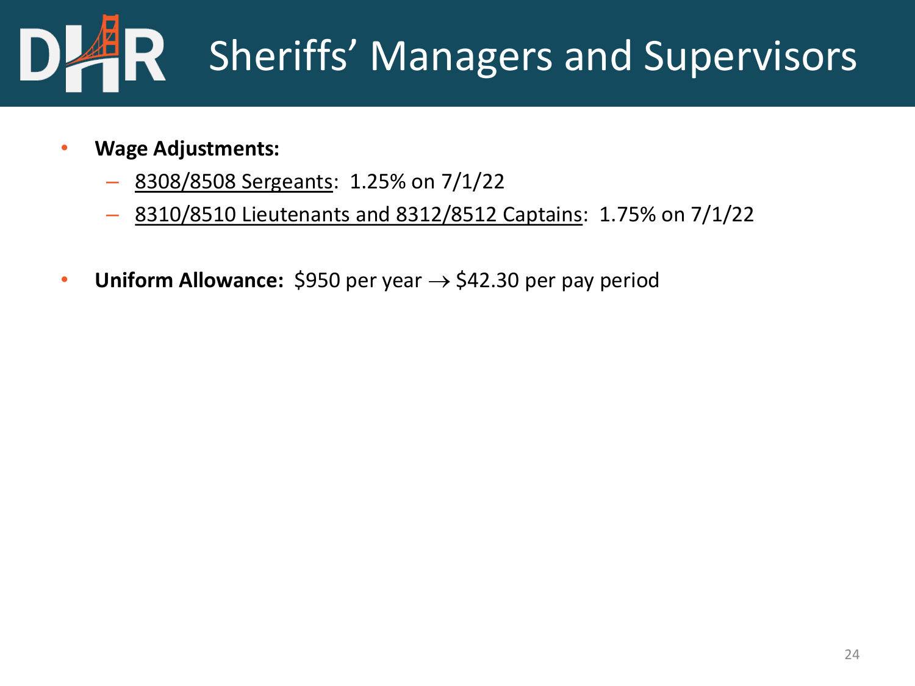# Sheriffs' Managers and Supervisors

- **Wage Adjustments:**
  - 8308/8508 Sergeants: 1.25% on 7/1/22
  - 8310/8510 Lieutenants and 8312/8512 Captains: 1.75% on 7/1/22

- **Uniform Allowance:** $950 per year → $42.30 per pay period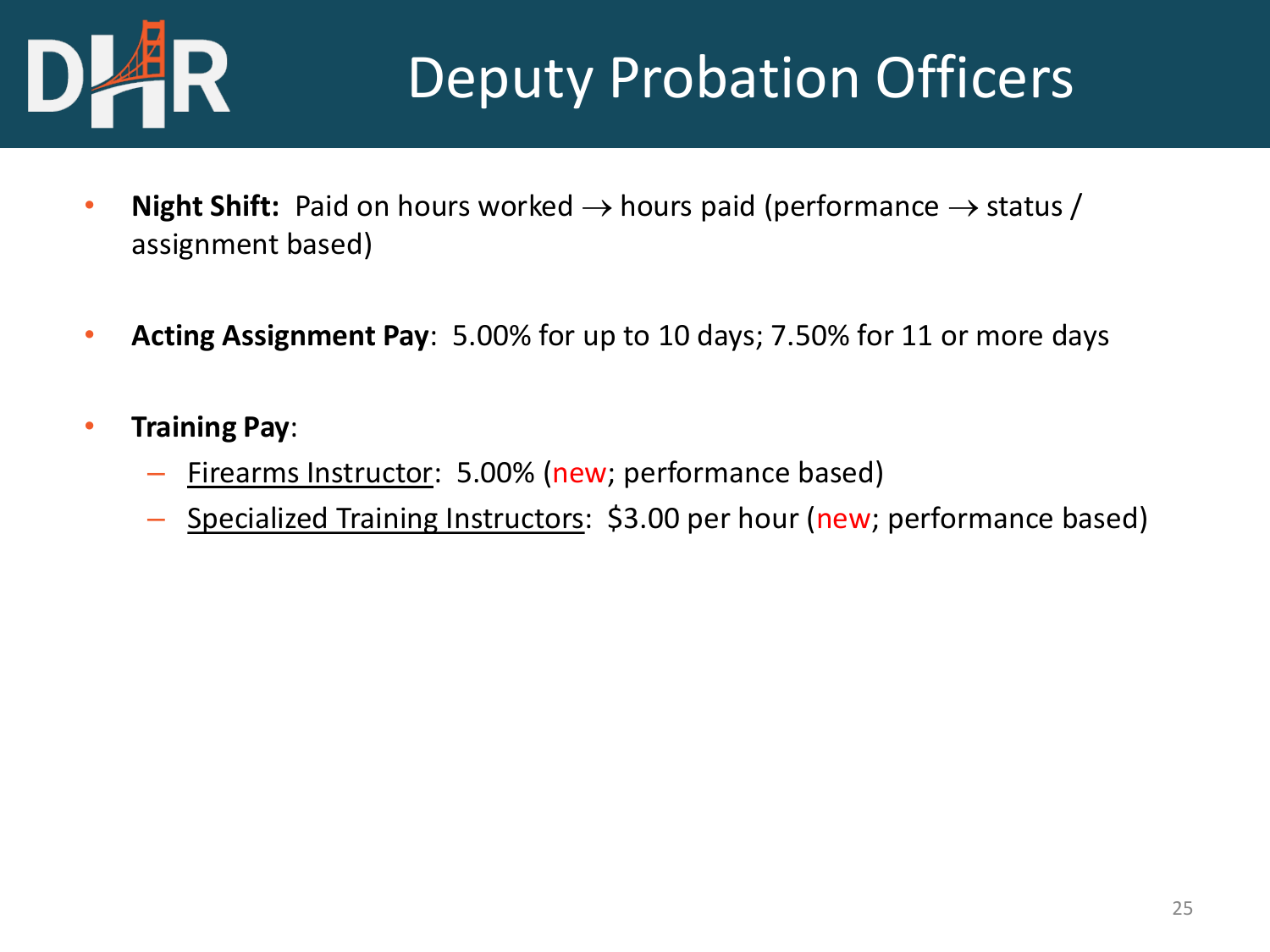# Deputy Probation Officers

- **Night Shift:** Paid on hours worked → hours paid (performance → status / assignment based)

- **Acting Assignment Pay**: 5.00% for up to 10 days; 7.50% for 11 or more days

- **Training Pay**:
  - Firearms Instructor: 5.00% (new; performance based)
  - Specialized Training Instructors: $3.00 per hour (new; performance based)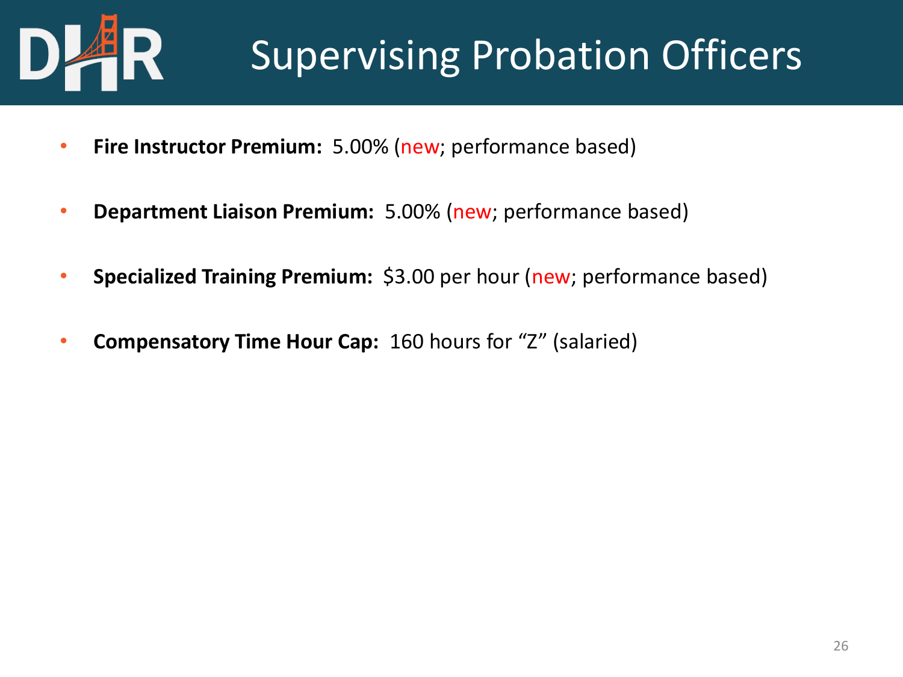# Supervising Probation Officers

- **Fire Instructor Premium:** 5.00% (new; performance based)
- **Department Liaison Premium:** 5.00% (new; performance based)
- **Specialized Training Premium:** $3.00 per hour (new; performance based)
- **Compensatory Time Hour Cap:** 160 hours for "Z" (salaried)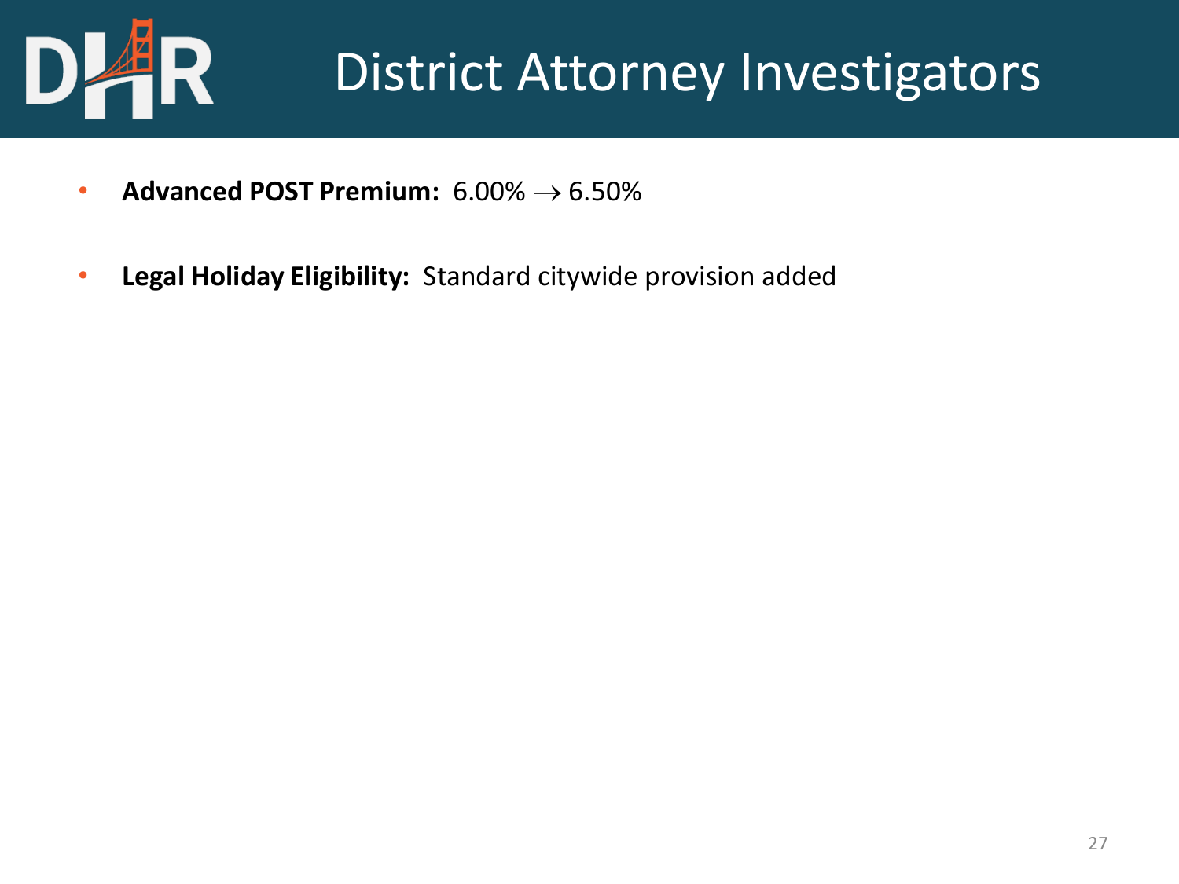# District Attorney Investigators

- **Advanced POST Premium:** 6.00% → 6.50%
- **Legal Holiday Eligibility:** Standard citywide provision added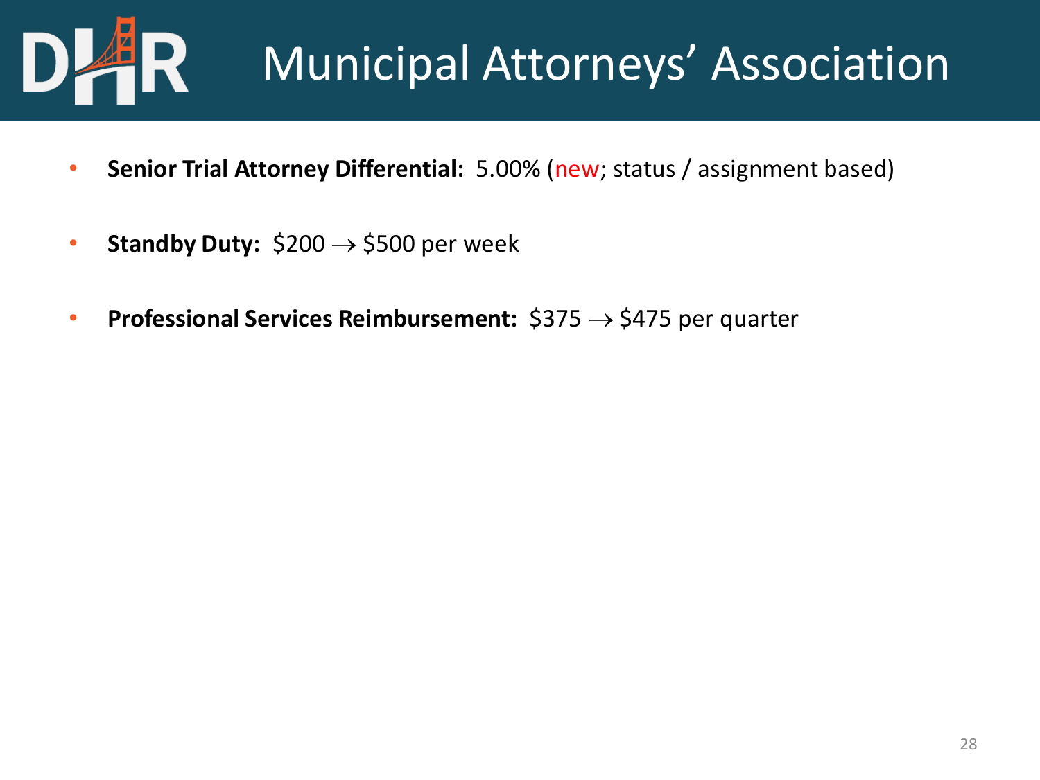# Municipal Attorneys' Association

- **Senior Trial Attorney Differential:** 5.00% (new; status / assignment based)
- **Standby Duty:** \$200 → \$500 per week
- **Professional Services Reimbursement:** \$375 → \$475 per quarter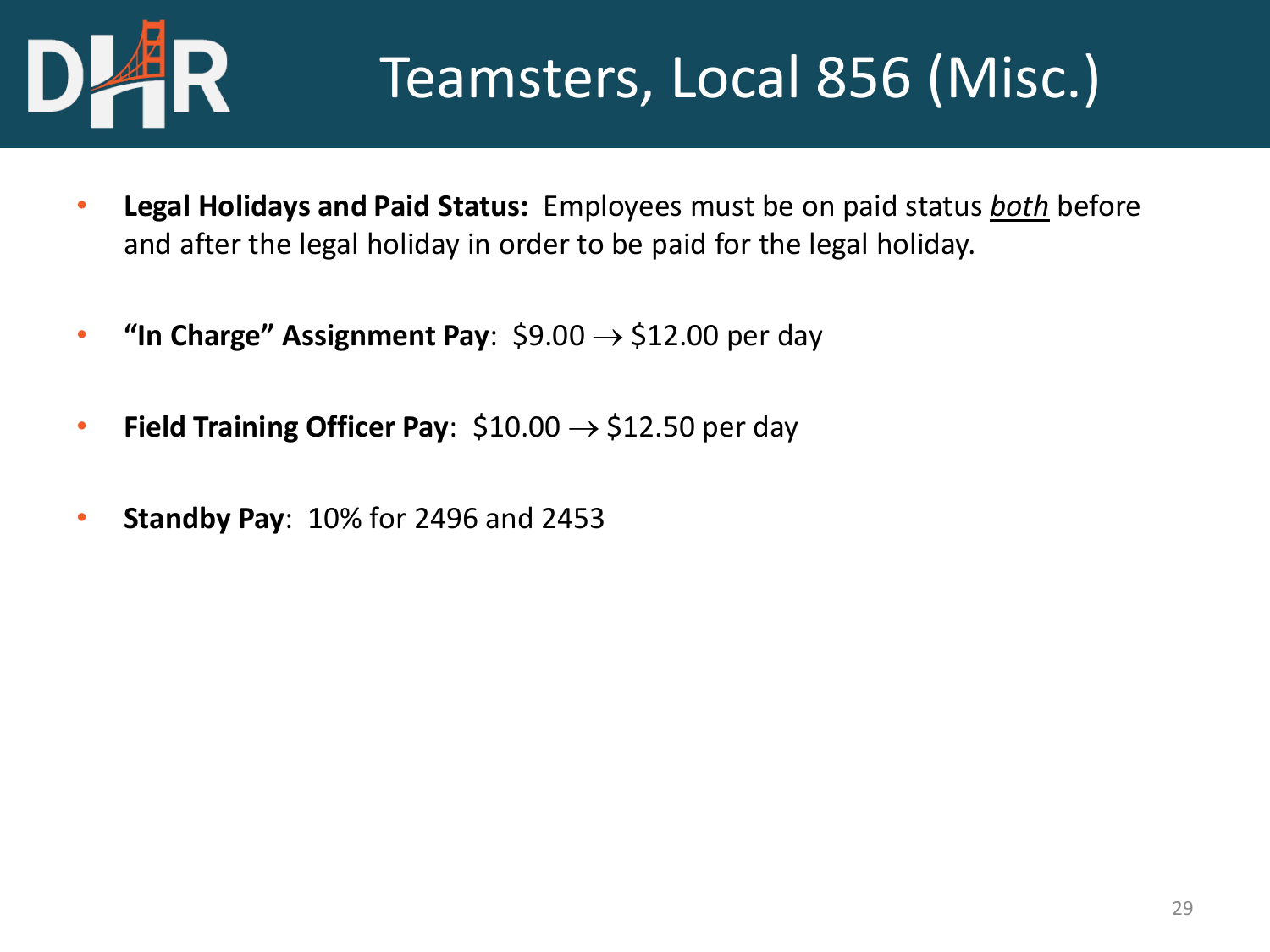# Teamsters, Local 856 (Misc.)

- **Legal Holidays and Paid Status:** Employees must be on paid status ***both*** before and after the legal holiday in order to be paid for the legal holiday.
- **"In Charge" Assignment Pay**: $9.00 → $12.00 per day
- **Field Training Officer Pay**: $10.00 → $12.50 per day
- **Standby Pay**: 10% for 2496 and 2453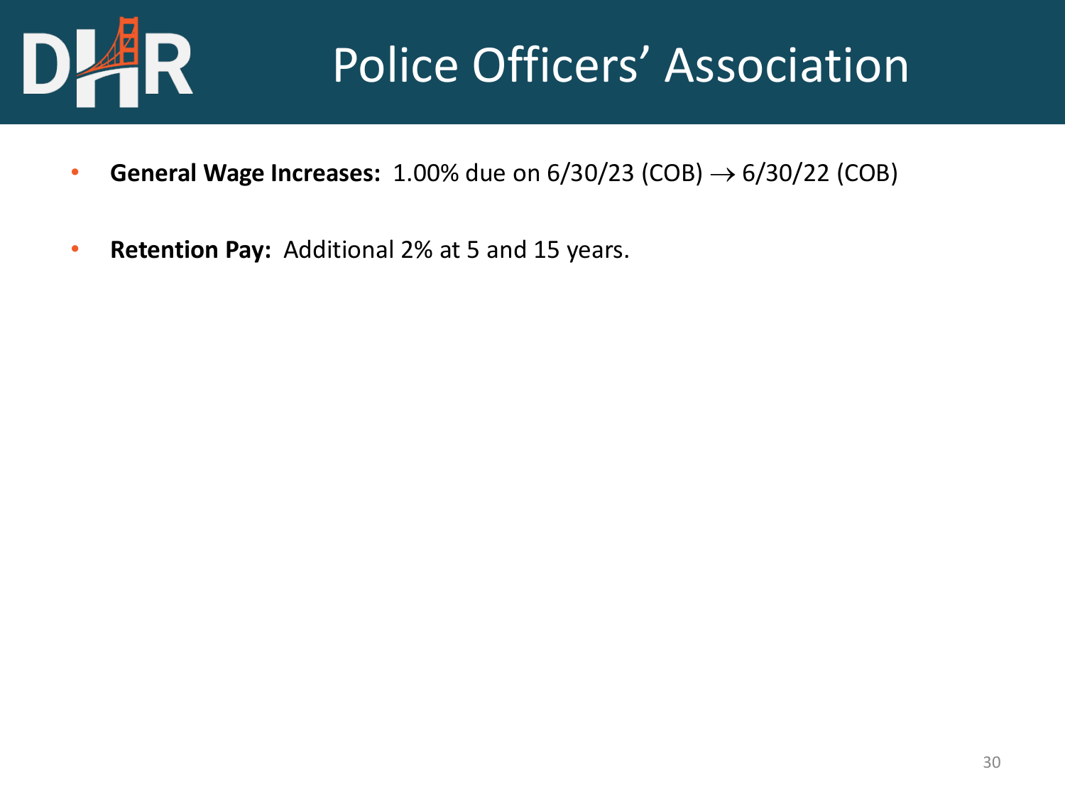# Police Officers' Association

- **General Wage Increases:** 1.00% due on 6/30/23 (COB) $\rightarrow$ 6/30/22 (COB)
- **Retention Pay:** Additional 2% at 5 and 15 years.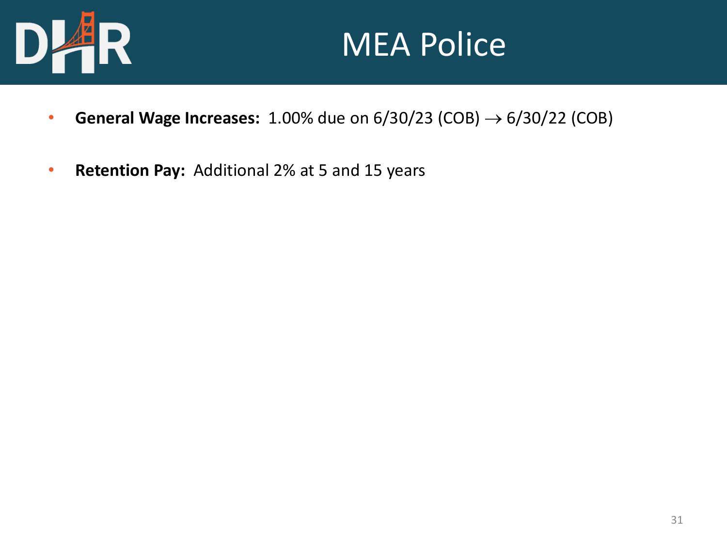# MEA Police

- **General Wage Increases:** 1.00% due on 6/30/23 (COB) → 6/30/22 (COB)
- **Retention Pay:** Additional 2% at 5 and 15 years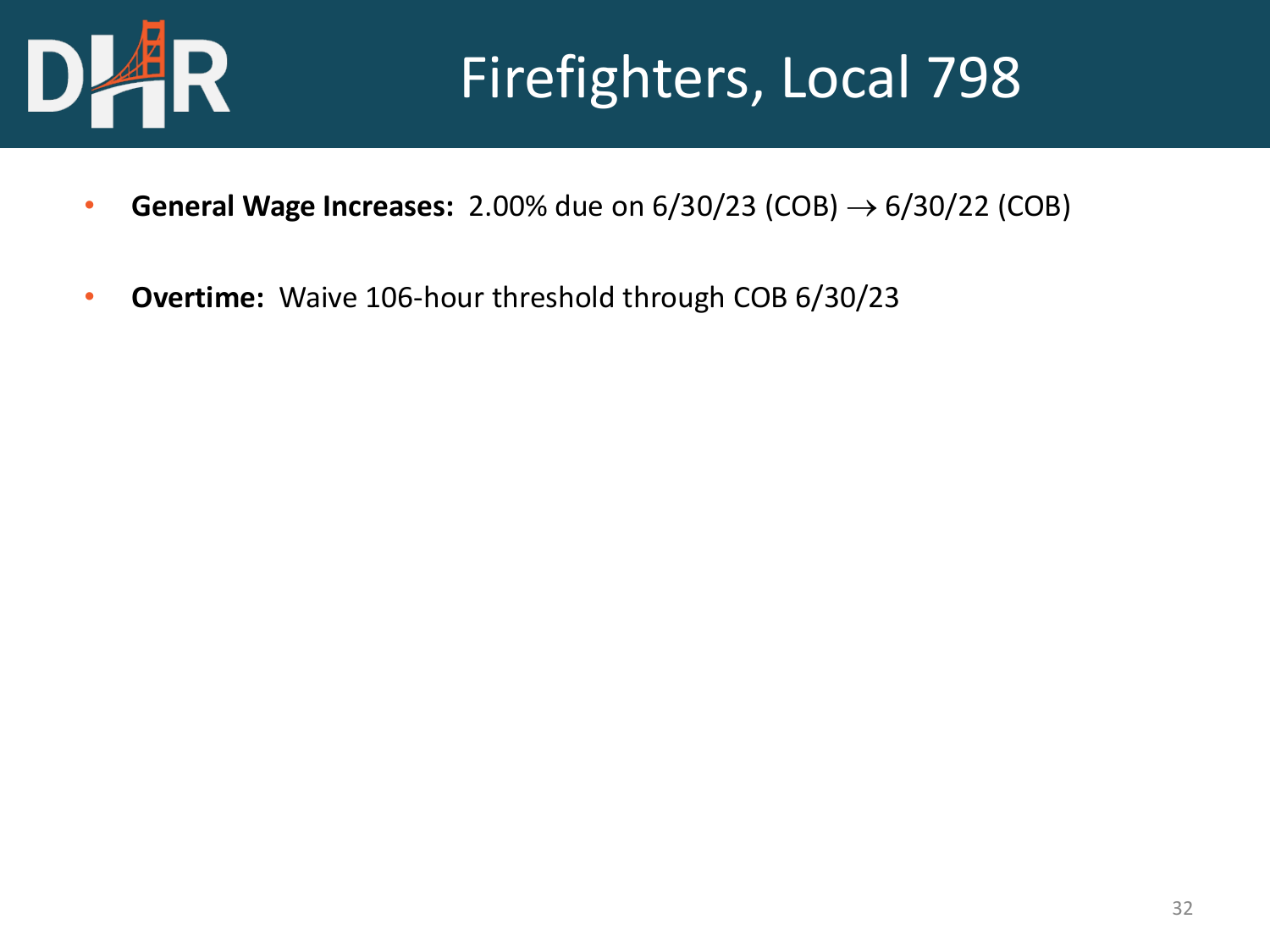# Firefighters, Local 798

- **General Wage Increases:** 2.00% due on 6/30/23 (COB) → 6/30/22 (COB)
- **Overtime:** Waive 106-hour threshold through COB 6/30/23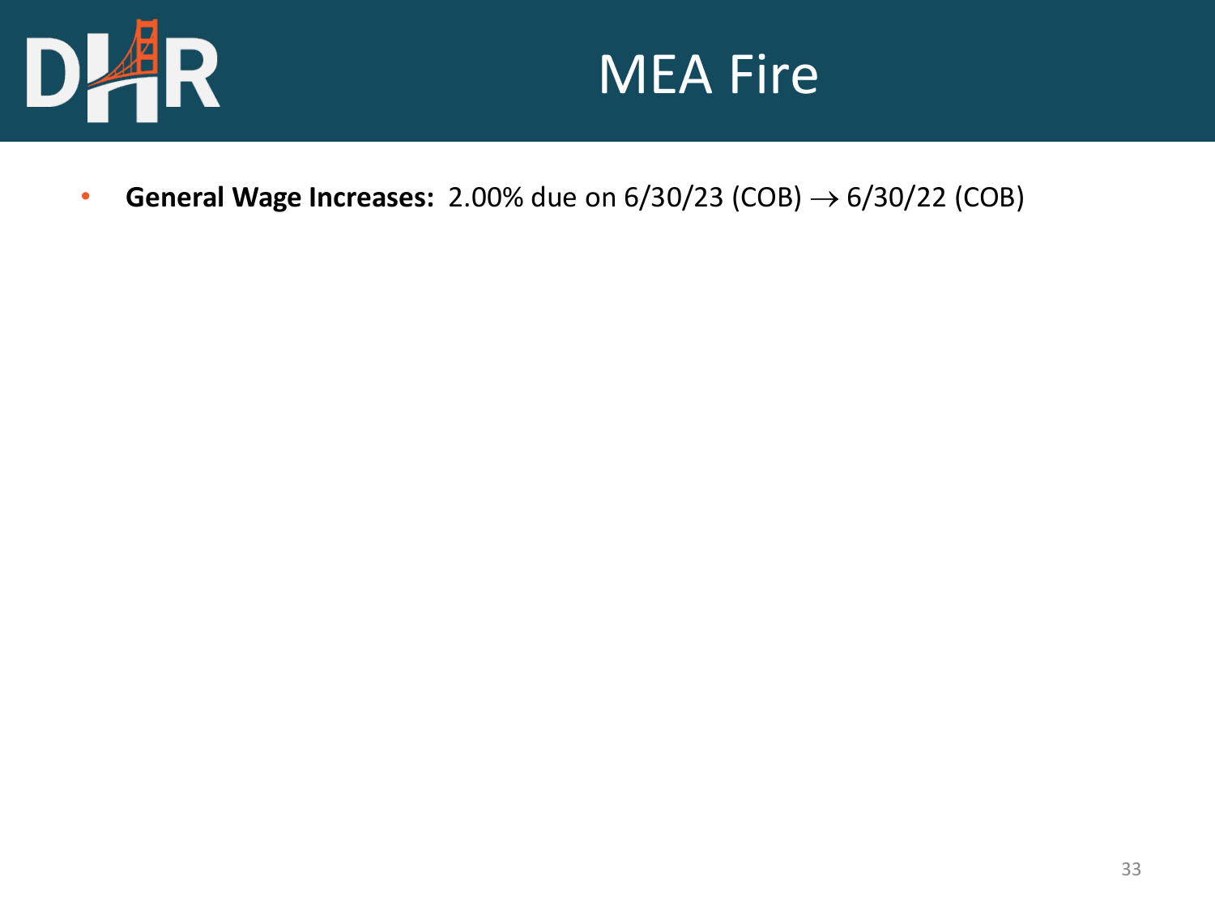# MEA Fire

- **General Wage Increases:** 2.00% due on 6/30/23 (COB) $\rightarrow$ 6/30/22 (COB)